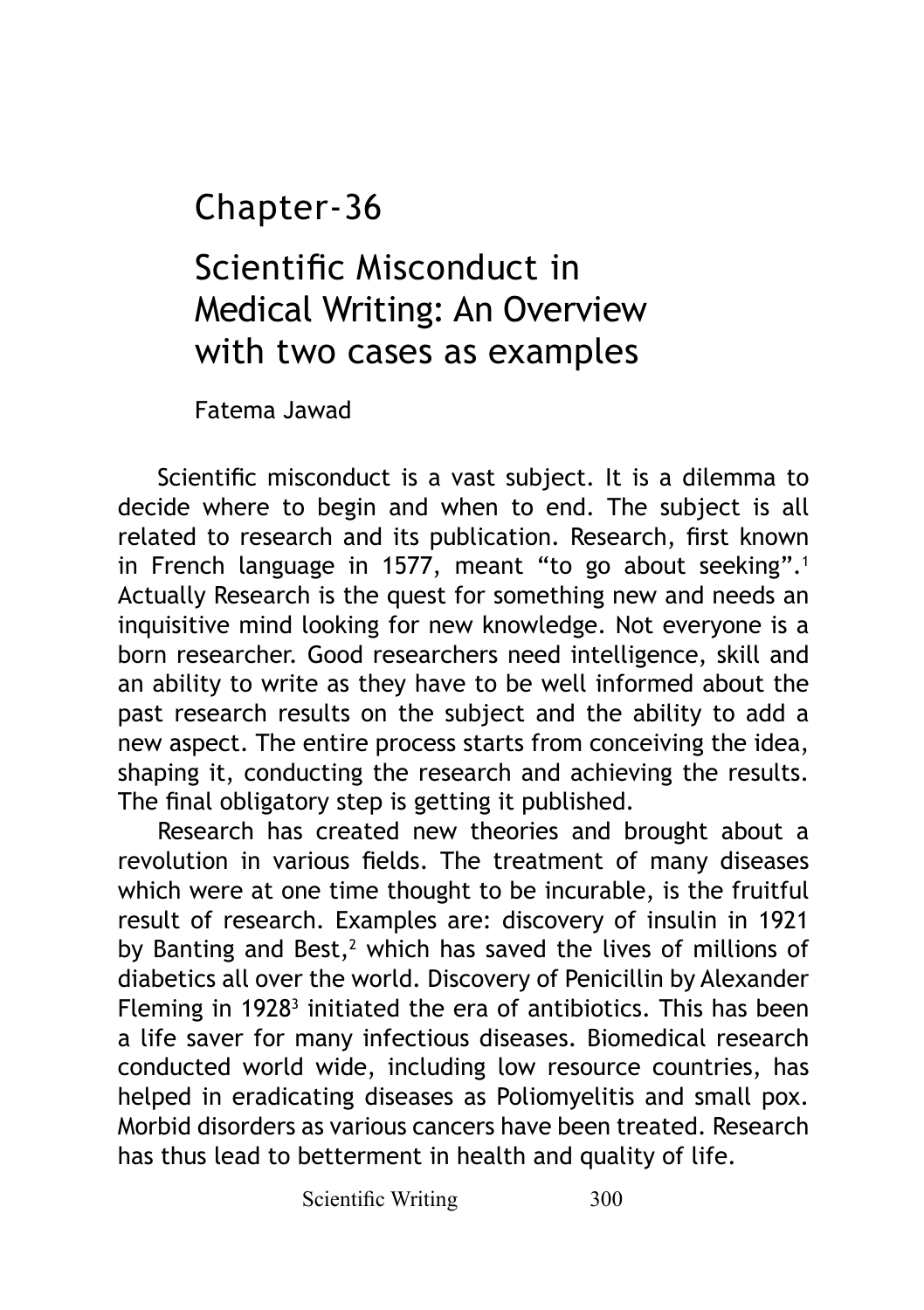# Chapter-36

# Scientific Misconduct in Medical Writing: An Overview with two cases as examples

Fatema Jawad

Scientific misconduct is a vast subject. It is a dilemma to decide where to begin and when to end. The subject is all related to research and its publication. Research, first known in French language in 1577, meant "to go about seeking".[1] Actually Research is the quest for something new and needs an inquisitive mind looking for new knowledge. Not everyone is a born researcher. Good researchers need intelligence, skill and an ability to write as they have to be well informed about the past research results on the subject and the ability to add a new aspect. The entire process starts from conceiving the idea, shaping it, conducting the research and achieving the results. The final obligatory step is getting it published.

Research has created new theories and brought about a revolution in various fields. The treatment of many diseases which were at one time thought to be incurable, is the fruitful result of research. Examples are: discovery of insulin in 1921 by Banting and Best,[2] which has saved the lives of millions of diabetics all over the world. Discovery of Penicillin by Alexander Fleming in 1928[3] initiated the era of antibiotics. This has been a life saver for many infectious diseases. Biomedical research conducted world wide, including low resource countries, has helped in eradicating diseases as Poliomyelitis and small pox. Morbid disorders as various cancers have been treated. Research has thus lead to betterment in health and quality of life.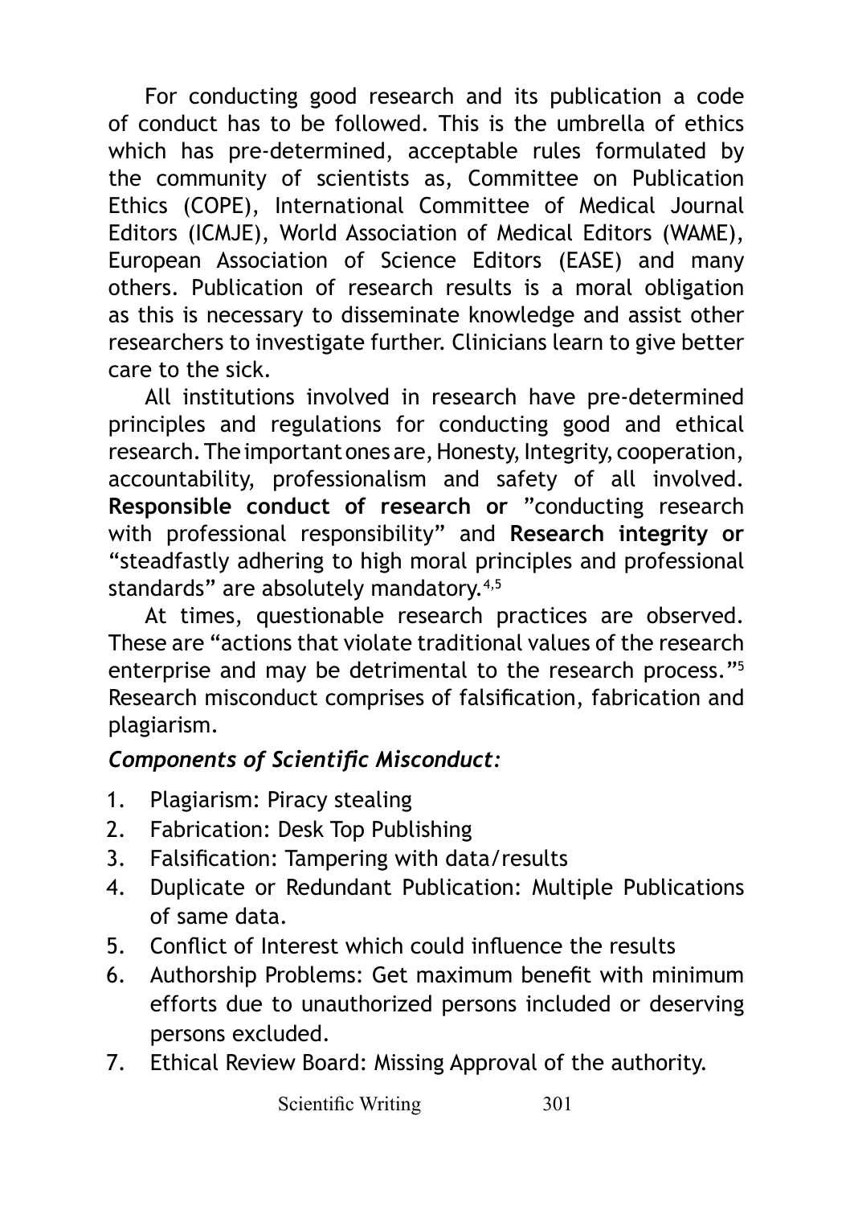For conducting good research and its publication a code of conduct has to be followed. This is the umbrella of ethics which has pre-determined, acceptable rules formulated by the community of scientists as, Committee on Publication Ethics (COPE), International Committee of Medical Journal Editors (ICMJE), World Association of Medical Editors (WAME), European Association of Science Editors (EASE) and many others. Publication of research results is a moral obligation as this is necessary to disseminate knowledge and assist other researchers to investigate further. Clinicians learn to give better care to the sick.

All institutions involved in research have pre-determined principles and regulations for conducting good and ethical research. The important ones are, Honesty, Integrity, cooperation, accountability, professionalism and safety of all involved. **Responsible conduct of research or** "conducting research with professional responsibility" and **Research integrity or** "steadfastly adhering to high moral principles and professional standards" are absolutely mandatory.[4,5]

At times, questionable research practices are observed. These are "actions that violate traditional values of the research enterprise and may be detrimental to the research process."[5] Research misconduct comprises of falsification, fabrication and plagiarism.

***Components of Scientific Misconduct:***

1. Plagiarism: Piracy stealing
2. Fabrication: Desk Top Publishing
3. Falsification: Tampering with data/results
4. Duplicate or Redundant Publication: Multiple Publications of same data.
5. Conflict of Interest which could influence the results
6. Authorship Problems: Get maximum benefit with minimum efforts due to unauthorized persons included or deserving persons excluded.
7. Ethical Review Board: Missing Approval of the authority.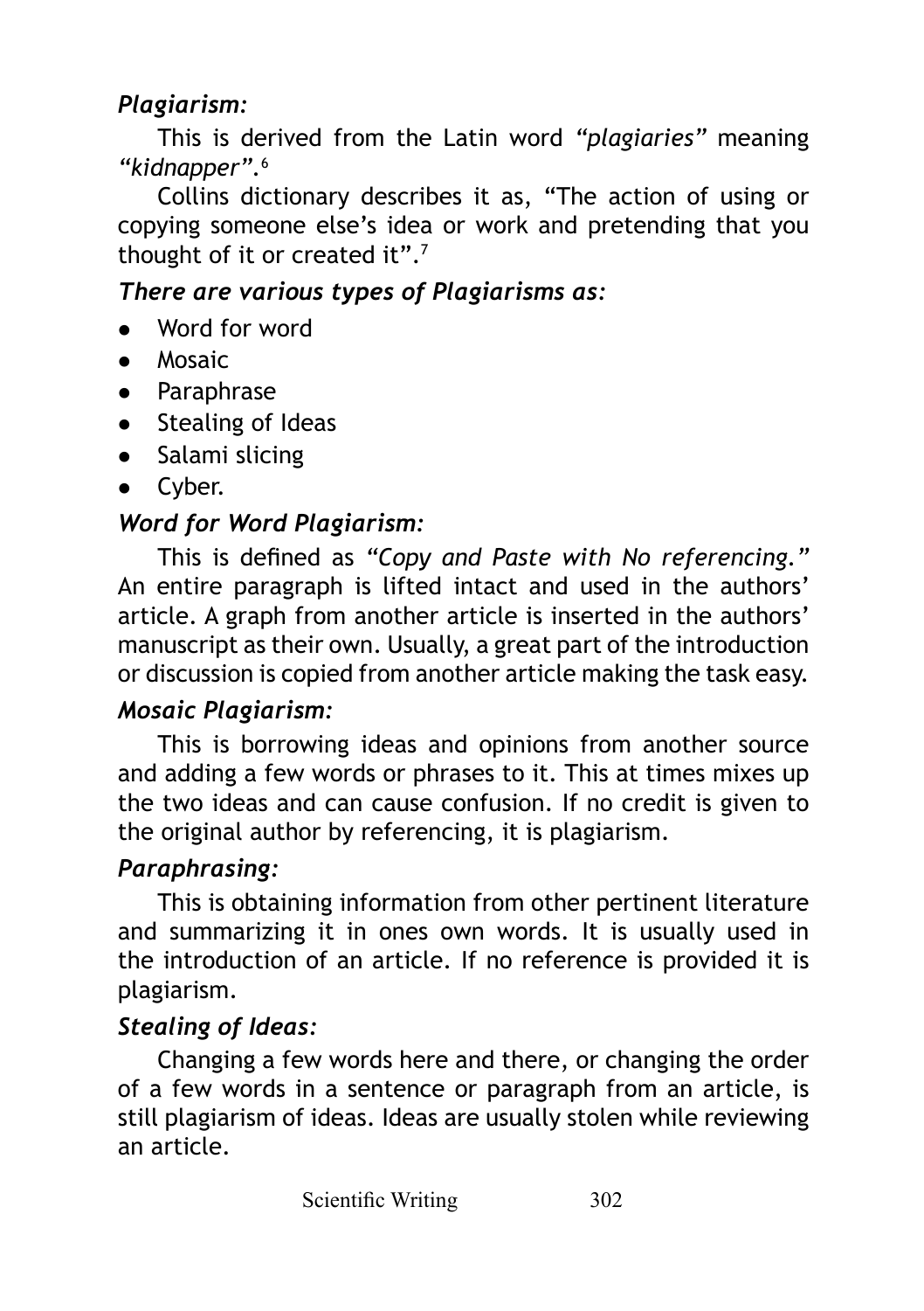### *Plagiarism:*

This is derived from the Latin word *"plagiaries"* meaning *"kidnapper"*.[6]

Collins dictionary describes it as, "The action of using or copying someone else's idea or work and pretending that you thought of it or created it".[7]

### *There are various types of Plagiarisms as:*

- Word for word
- Mosaic
- Paraphrase
- Stealing of Ideas
- Salami slicing
- Cyber.

### *Word for Word Plagiarism:*

This is defined as *"Copy and Paste with No referencing."* An entire paragraph is lifted intact and used in the authors' article. A graph from another article is inserted in the authors' manuscript as their own. Usually, a great part of the introduction or discussion is copied from another article making the task easy.

### *Mosaic Plagiarism:*

This is borrowing ideas and opinions from another source and adding a few words or phrases to it. This at times mixes up the two ideas and can cause confusion. If no credit is given to the original author by referencing, it is plagiarism.

### *Paraphrasing:*

This is obtaining information from other pertinent literature and summarizing it in ones own words. It is usually used in the introduction of an article. If no reference is provided it is plagiarism.

### *Stealing of Ideas:*

Changing a few words here and there, or changing the order of a few words in a sentence or paragraph from an article, is still plagiarism of ideas. Ideas are usually stolen while reviewing an article.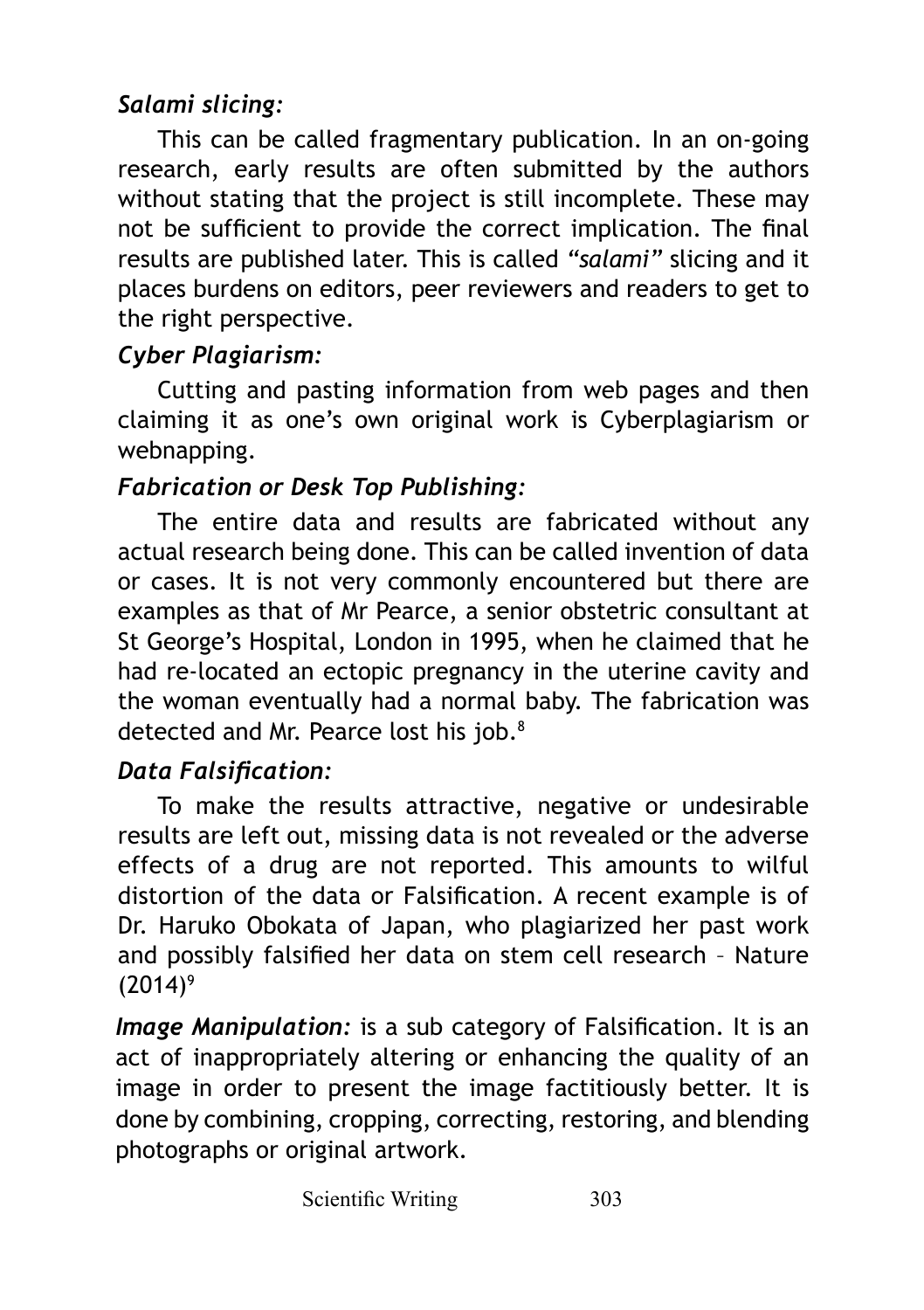*Salami slicing:*

This can be called fragmentary publication. In an on-going research, early results are often submitted by the authors without stating that the project is still incomplete. These may not be sufficient to provide the correct implication. The final results are published later. This is called *"salami"* slicing and it places burdens on editors, peer reviewers and readers to get to the right perspective.

*Cyber Plagiarism:*

Cutting and pasting information from web pages and then claiming it as one's own original work is Cyberplagiarism or webnapping.

*Fabrication or Desk Top Publishing:*

The entire data and results are fabricated without any actual research being done. This can be called invention of data or cases. It is not very commonly encountered but there are examples as that of Mr Pearce, a senior obstetric consultant at St George's Hospital, London in 1995, when he claimed that he had re-located an ectopic pregnancy in the uterine cavity and the woman eventually had a normal baby. The fabrication was detected and Mr. Pearce lost his job.[8]

*Data Falsification:*

To make the results attractive, negative or undesirable results are left out, missing data is not revealed or the adverse effects of a drug are not reported. This amounts to wilful distortion of the data or Falsification. A recent example is of Dr. Haruko Obokata of Japan, who plagiarized her past work and possibly falsified her data on stem cell research – Nature (2014)[9]

***Image Manipulation:*** is a sub category of Falsification. It is an act of inappropriately altering or enhancing the quality of an image in order to present the image factitiously better. It is done by combining, cropping, correcting, restoring, and blending photographs or original artwork.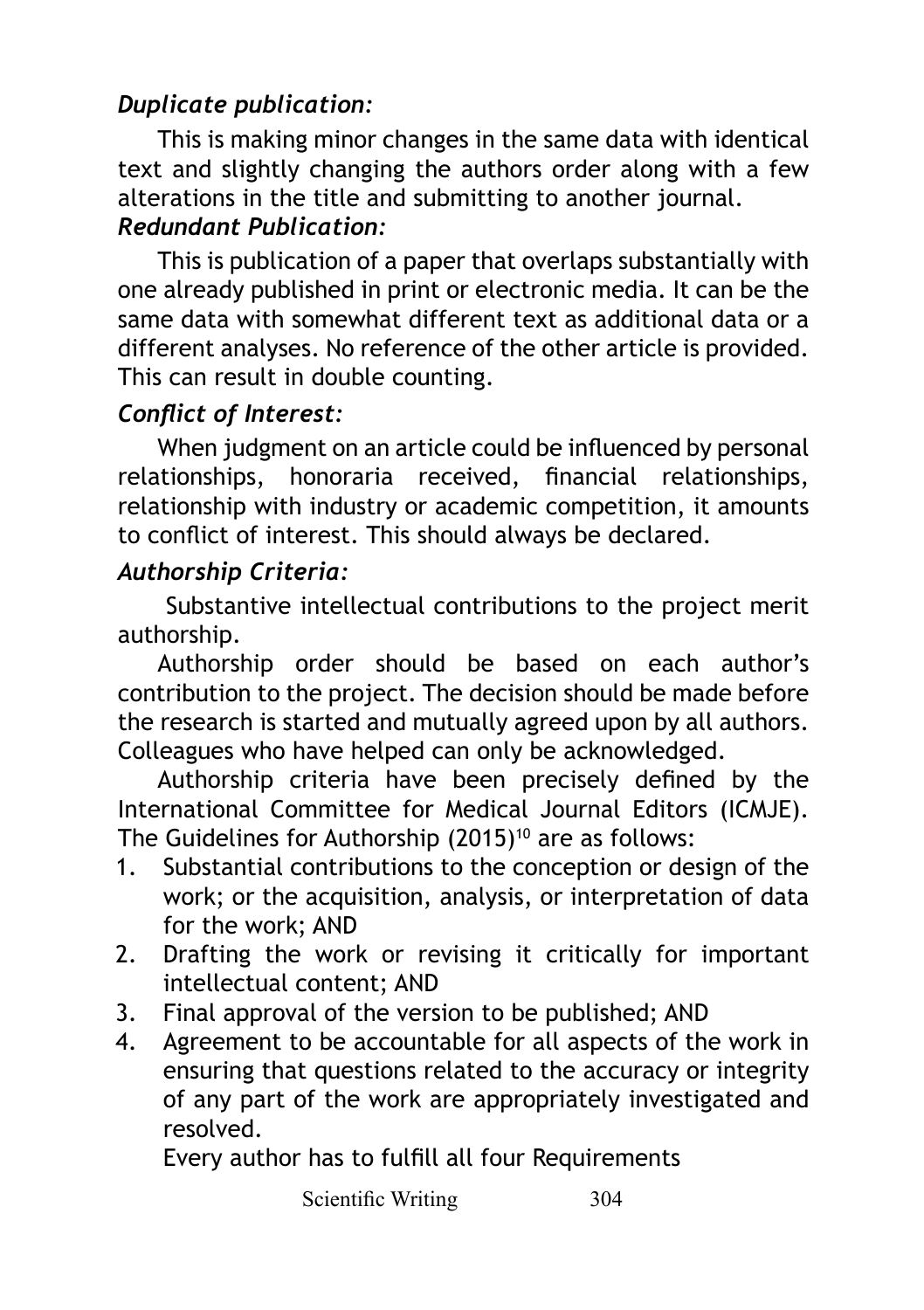***Duplicate publication:***

This is making minor changes in the same data with identical text and slightly changing the authors order along with a few alterations in the title and submitting to another journal.

***Redundant Publication:***

This is publication of a paper that overlaps substantially with one already published in print or electronic media. It can be the same data with somewhat different text as additional data or a different analyses. No reference of the other article is provided. This can result in double counting.

***Conflict of Interest:***

When judgment on an article could be influenced by personal relationships, honoraria received, financial relationships, relationship with industry or academic competition, it amounts to conflict of interest. This should always be declared.

***Authorship Criteria:***

Substantive intellectual contributions to the project merit authorship.

Authorship order should be based on each author's contribution to the project. The decision should be made before the research is started and mutually agreed upon by all authors. Colleagues who have helped can only be acknowledged.

Authorship criteria have been precisely defined by the International Committee for Medical Journal Editors (ICMJE). The Guidelines for Authorship (2015)[10] are as follows:

1. Substantial contributions to the conception or design of the work; or the acquisition, analysis, or interpretation of data for the work; AND
2. Drafting the work or revising it critically for important intellectual content; AND
3. Final approval of the version to be published; AND
4. Agreement to be accountable for all aspects of the work in ensuring that questions related to the accuracy or integrity of any part of the work are appropriately investigated and resolved.

Every author has to fulfill all four Requirements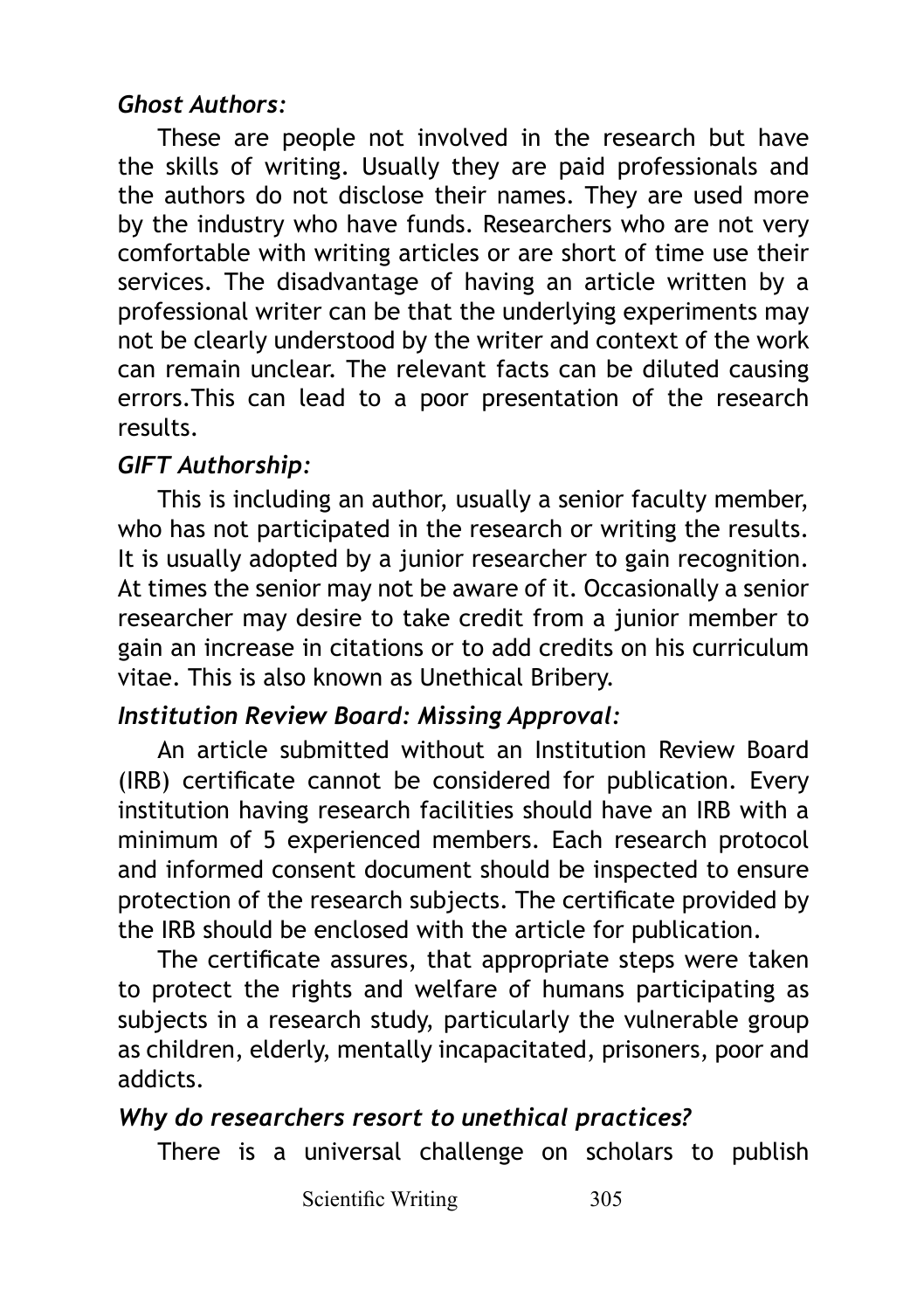*Ghost Authors:*

These are people not involved in the research but have the skills of writing. Usually they are paid professionals and the authors do not disclose their names. They are used more by the industry who have funds. Researchers who are not very comfortable with writing articles or are short of time use their services. The disadvantage of having an article written by a professional writer can be that the underlying experiments may not be clearly understood by the writer and context of the work can remain unclear. The relevant facts can be diluted causing errors.This can lead to a poor presentation of the research results.

*GIFT Authorship:*

This is including an author, usually a senior faculty member, who has not participated in the research or writing the results. It is usually adopted by a junior researcher to gain recognition. At times the senior may not be aware of it. Occasionally a senior researcher may desire to take credit from a junior member to gain an increase in citations or to add credits on his curriculum vitae. This is also known as Unethical Bribery.

*Institution Review Board: Missing Approval:*

An article submitted without an Institution Review Board (IRB) certificate cannot be considered for publication. Every institution having research facilities should have an IRB with a minimum of 5 experienced members. Each research protocol and informed consent document should be inspected to ensure protection of the research subjects. The certificate provided by the IRB should be enclosed with the article for publication.

The certificate assures, that appropriate steps were taken to protect the rights and welfare of humans participating as subjects in a research study, particularly the vulnerable group as children, elderly, mentally incapacitated, prisoners, poor and addicts.

*Why do researchers resort to unethical practices?*

There is a universal challenge on scholars to publish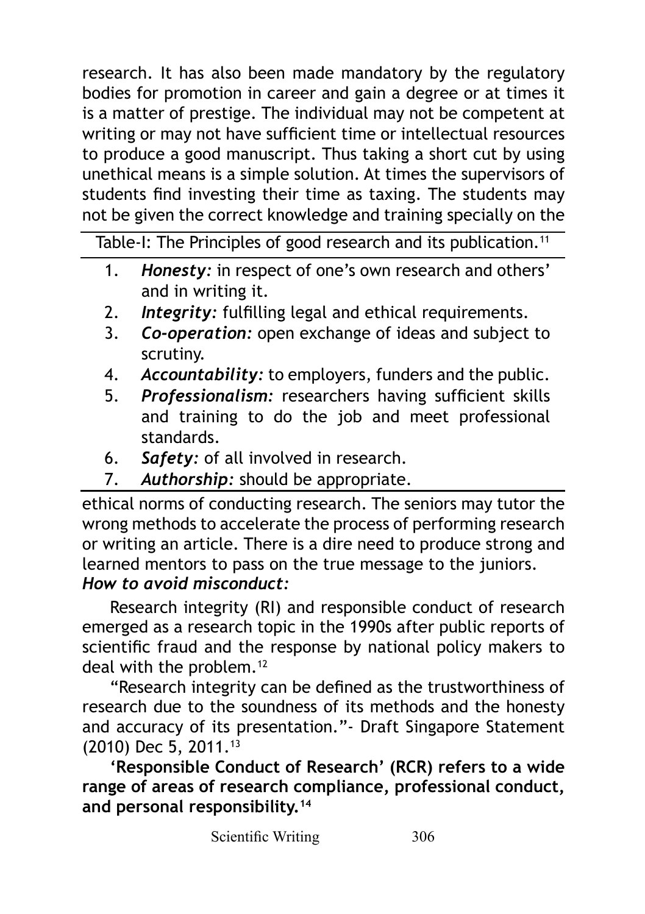research. It has also been made mandatory by the regulatory bodies for promotion in career and gain a degree or at times it is a matter of prestige. The individual may not be competent at writing or may not have sufficient time or intellectual resources to produce a good manuscript. Thus taking a short cut by using unethical means is a simple solution. At times the supervisors of students find investing their time as taxing. The students may not be given the correct knowledge and training specially on the ethical norms of conducting research. The seniors may tutor the wrong methods to accelerate the process of performing research or writing an article. There is a dire need to produce strong and learned mentors to pass on the true message to the juniors.

Table-I: The Principles of good research and its publication.[11]

1. ***Honesty:*** in respect of one's own research and others' and in writing it.
2. ***Integrity:*** fulfilling legal and ethical requirements.
3. ***Co-operation:*** open exchange of ideas and subject to scrutiny.
4. ***Accountability:*** to employers, funders and the public.
5. ***Professionalism:*** researchers having sufficient skills and training to do the job and meet professional standards.
6. ***Safety:*** of all involved in research.
7. ***Authorship:*** should be appropriate.

***How to avoid misconduct:***

Research integrity (RI) and responsible conduct of research emerged as a research topic in the 1990s after public reports of scientific fraud and the response by national policy makers to deal with the problem.[12]

"Research integrity can be defined as the trustworthiness of research due to the soundness of its methods and the honesty and accuracy of its presentation."- Draft Singapore Statement (2010) Dec 5, 2011.[13]

**'Responsible Conduct of Research' (RCR) refers to a wide range of areas of research compliance, professional conduct, and personal responsibility.[14]**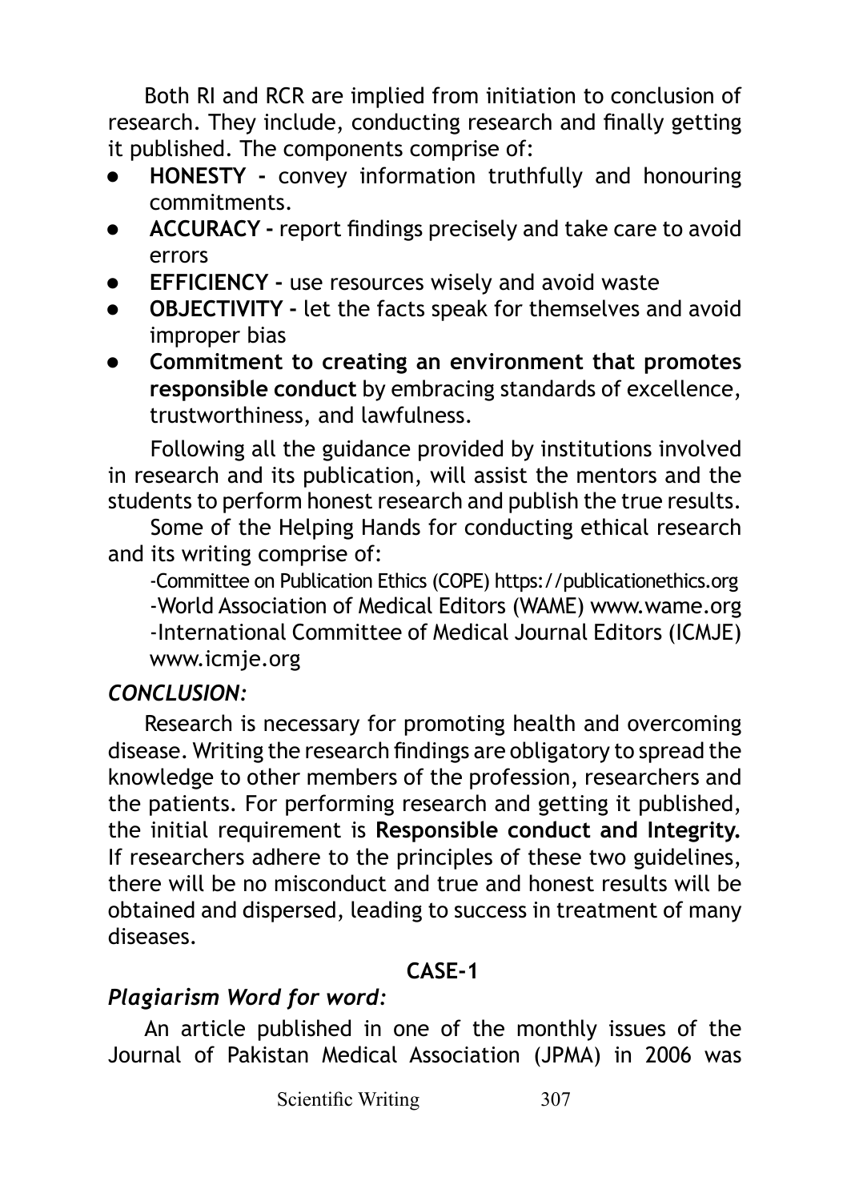Both RI and RCR are implied from initiation to conclusion of research. They include, conducting research and finally getting it published. The components comprise of:

- **HONESTY -** convey information truthfully and honouring commitments.
- **ACCURACY -** report findings precisely and take care to avoid errors
- **EFFICIENCY -** use resources wisely and avoid waste
- **OBJECTIVITY -** let the facts speak for themselves and avoid improper bias
- **Commitment to creating an environment that promotes responsible conduct** by embracing standards of excellence, trustworthiness, and lawfulness.

Following all the guidance provided by institutions involved in research and its publication, will assist the mentors and the students to perform honest research and publish the true results.

Some of the Helping Hands for conducting ethical research and its writing comprise of:

-Committee on Publication Ethics (COPE) https://publicationethics.org
-World Association of Medical Editors (WAME) www.wame.org
-International Committee of Medical Journal Editors (ICMJE) www.icmje.org

### *CONCLUSION:*

Research is necessary for promoting health and overcoming disease. Writing the research findings are obligatory to spread the knowledge to other members of the profession, researchers and the patients. For performing research and getting it published, the initial requirement is **Responsible conduct and Integrity.** If researchers adhere to the principles of these two guidelines, there will be no misconduct and true and honest results will be obtained and dispersed, leading to success in treatment of many diseases.

## CASE-1

### *Plagiarism Word for word:*

An article published in one of the monthly issues of the Journal of Pakistan Medical Association (JPMA) in 2006 was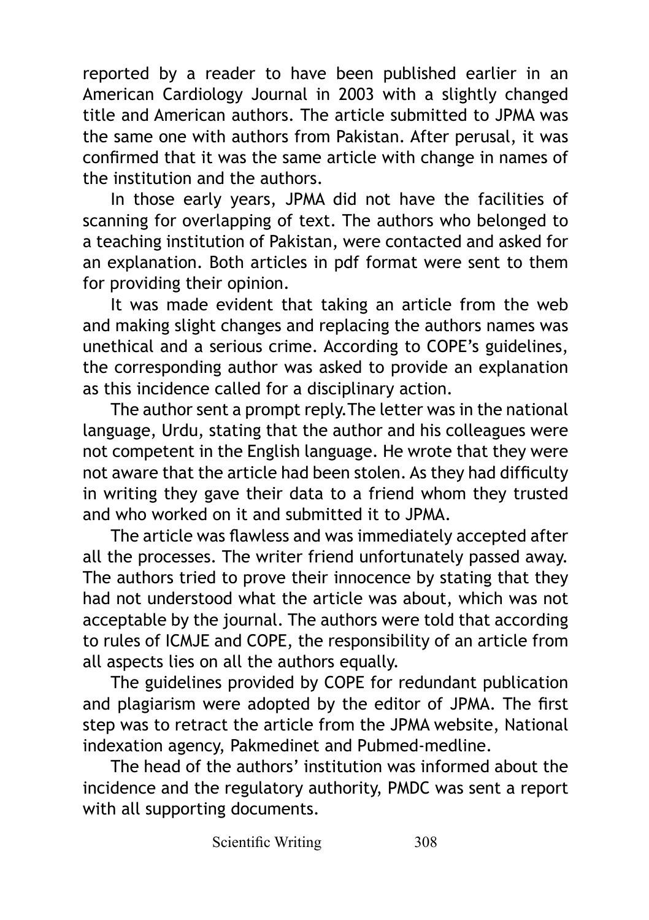reported by a reader to have been published earlier in an American Cardiology Journal in 2003 with a slightly changed title and American authors. The article submitted to JPMA was the same one with authors from Pakistan. After perusal, it was confirmed that it was the same article with change in names of the institution and the authors.

In those early years, JPMA did not have the facilities of scanning for overlapping of text. The authors who belonged to a teaching institution of Pakistan, were contacted and asked for an explanation. Both articles in pdf format were sent to them for providing their opinion.

It was made evident that taking an article from the web and making slight changes and replacing the authors names was unethical and a serious crime. According to COPE's guidelines, the corresponding author was asked to provide an explanation as this incidence called for a disciplinary action.

The author sent a prompt reply.The letter was in the national language, Urdu, stating that the author and his colleagues were not competent in the English language. He wrote that they were not aware that the article had been stolen. As they had difficulty in writing they gave their data to a friend whom they trusted and who worked on it and submitted it to JPMA.

The article was flawless and was immediately accepted after all the processes. The writer friend unfortunately passed away. The authors tried to prove their innocence by stating that they had not understood what the article was about, which was not acceptable by the journal. The authors were told that according to rules of ICMJE and COPE, the responsibility of an article from all aspects lies on all the authors equally.

The guidelines provided by COPE for redundant publication and plagiarism were adopted by the editor of JPMA. The first step was to retract the article from the JPMA website, National indexation agency, Pakmedinet and Pubmed-medline.

The head of the authors' institution was informed about the incidence and the regulatory authority, PMDC was sent a report with all supporting documents.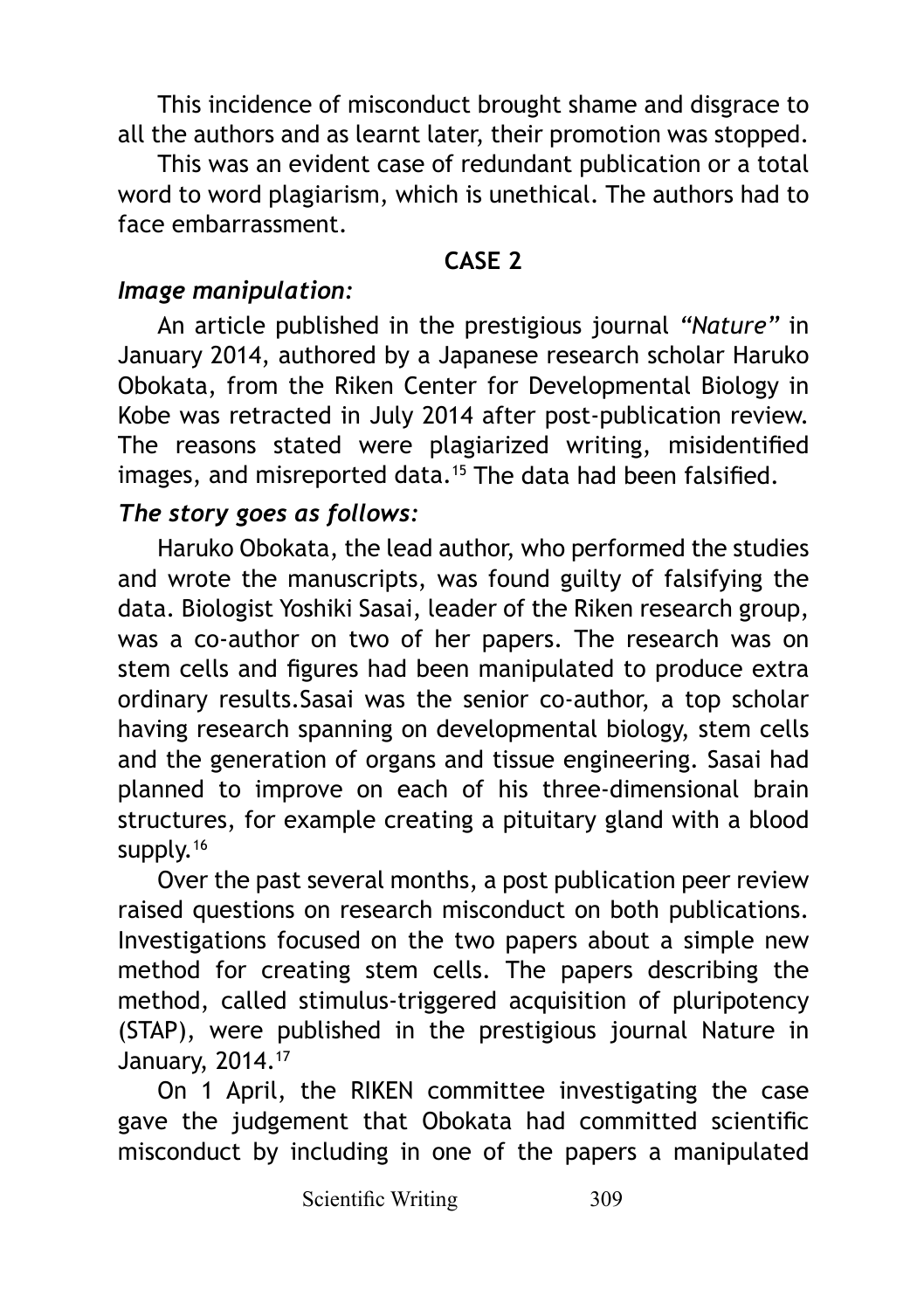This incidence of misconduct brought shame and disgrace to all the authors and as learnt later, their promotion was stopped.

This was an evident case of redundant publication or a total word to word plagiarism, which is unethical. The authors had to face embarrassment.

## CASE 2

***Image manipulation:***

An article published in the prestigious journal *"Nature"* in January 2014, authored by a Japanese research scholar Haruko Obokata, from the Riken Center for Developmental Biology in Kobe was retracted in July 2014 after post-publication review. The reasons stated were plagiarized writing, misidentified images, and misreported data.[15] The data had been falsified.

***The story goes as follows:***

Haruko Obokata, the lead author, who performed the studies and wrote the manuscripts, was found guilty of falsifying the data. Biologist Yoshiki Sasai, leader of the Riken research group, was a co-author on two of her papers. The research was on stem cells and figures had been manipulated to produce extra ordinary results.Sasai was the senior co-author, a top scholar having research spanning on developmental biology, stem cells and the generation of organs and tissue engineering. Sasai had planned to improve on each of his three-dimensional brain structures, for example creating a pituitary gland with a blood supply.[16]

Over the past several months, a post publication peer review raised questions on research misconduct on both publications. Investigations focused on the two papers about a simple new method for creating stem cells. The papers describing the method, called stimulus-triggered acquisition of pluripotency (STAP), were published in the prestigious journal Nature in January, 2014.[17]

On 1 April, the RIKEN committee investigating the case gave the judgement that Obokata had committed scientific misconduct by including in one of the papers a manipulated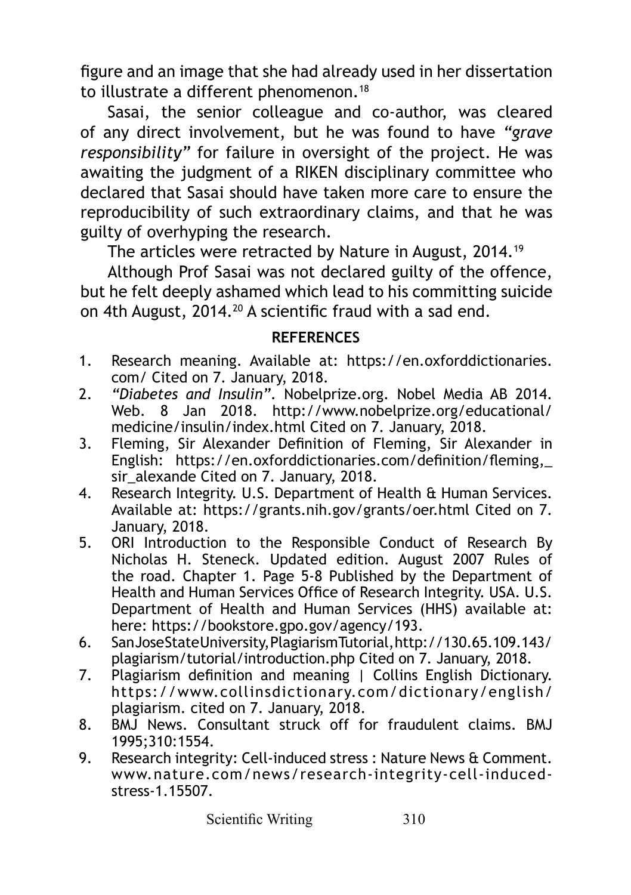figure and an image that she had already used in her dissertation to illustrate a different phenomenon.[18]

Sasai, the senior colleague and co-author, was cleared of any direct involvement, but he was found to have *"grave responsibility"* for failure in oversight of the project. He was awaiting the judgment of a RIKEN disciplinary committee who declared that Sasai should have taken more care to ensure the reproducibility of such extraordinary claims, and that he was guilty of overhyping the research.

The articles were retracted by Nature in August, 2014.[19]

Although Prof Sasai was not declared guilty of the offence, but he felt deeply ashamed which lead to his committing suicide on 4th August, 2014.[20] A scientific fraud with a sad end.

## REFERENCES

1. Research meaning. Available at: https://en.oxforddictionaries.com/ Cited on 7. January, 2018.
2. *"Diabetes and Insulin"*. Nobelprize.org. Nobel Media AB 2014. Web. 8 Jan 2018. http://www.nobelprize.org/educational/medicine/insulin/index.html Cited on 7. January, 2018.
3. Fleming, Sir Alexander Definition of Fleming, Sir Alexander in English: https://en.oxforddictionaries.com/definition/fleming,_sir_alexande Cited on 7. January, 2018.
4. Research Integrity. U.S. Department of Health & Human Services. Available at: https://grants.nih.gov/grants/oer.html Cited on 7. January, 2018.
5. ORI Introduction to the Responsible Conduct of Research By Nicholas H. Steneck. Updated edition. August 2007 Rules of the road. Chapter 1. Page 5-8 Published by the Department of Health and Human Services Office of Research Integrity. USA. U.S. Department of Health and Human Services (HHS) available at: here: https://bookstore.gpo.gov/agency/193.
6. San Jose State University, Plagiarism Tutorial, http://130.65.109.143/plagiarism/tutorial/introduction.php Cited on 7. January, 2018.
7. Plagiarism definition and meaning | Collins English Dictionary. https://www.collinsdictionary.com/dictionary/english/plagiarism. cited on 7. January, 2018.
8. BMJ News. Consultant struck off for fraudulent claims. BMJ 1995;310:1554.
9. Research integrity: Cell-induced stress : Nature News & Comment. www.nature.com/news/research-integrity-cell-induced-stress-1.15507.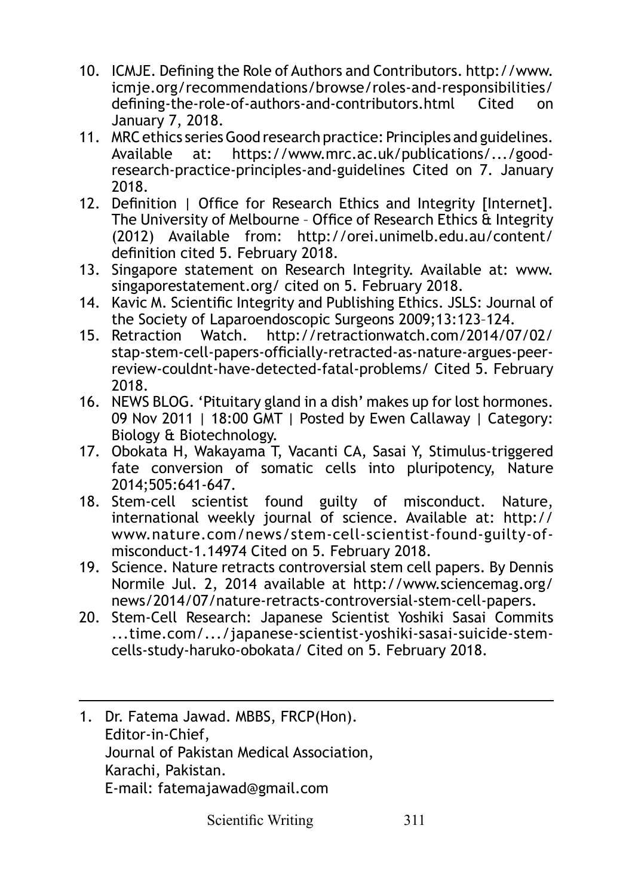10. ICMJE. Defining the Role of Authors and Contributors. http://www.icmje.org/recommendations/browse/roles-and-responsibilities/defining-the-role-of-authors-and-contributors.html Cited on January 7, 2018.
11. MRC ethics series Good research practice: Principles and guidelines. Available at: https://www.mrc.ac.uk/publications/.../good-research-practice-principles-and-guidelines Cited on 7. January 2018.
12. Definition | Office for Research Ethics and Integrity [Internet]. The University of Melbourne – Office of Research Ethics & Integrity (2012) Available from: http://orei.unimelb.edu.au/content/definition cited 5. February 2018.
13. Singapore statement on Research Integrity. Available at: www.singaporestatement.org/ cited on 5. February 2018.
14. Kavic M. Scientific Integrity and Publishing Ethics. JSLS: Journal of the Society of Laparoendoscopic Surgeons 2009;13:123–124.
15. Retraction Watch. http://retractionwatch.com/2014/07/02/stap-stem-cell-papers-officially-retracted-as-nature-argues-peer-review-couldnt-have-detected-fatal-problems/ Cited 5. February 2018.
16. NEWS BLOG. 'Pituitary gland in a dish' makes up for lost hormones. 09 Nov 2011 | 18:00 GMT | Posted by Ewen Callaway | Category: Biology & Biotechnology.
17. Obokata H, Wakayama T, Vacanti CA, Sasai Y, Stimulus-triggered fate conversion of somatic cells into pluripotency, Nature 2014;505:641-647.
18. Stem-cell scientist found guilty of misconduct. Nature, international weekly journal of science. Available at: http://www.nature.com/news/stem-cell-scientist-found-guilty-of-misconduct-1.14974 Cited on 5. February 2018.
19. Science. Nature retracts controversial stem cell papers. By Dennis Normile Jul. 2, 2014 available at http://www.sciencemag.org/news/2014/07/nature-retracts-controversial-stem-cell-papers.
20. Stem-Cell Research: Japanese Scientist Yoshiki Sasai Commits ...time.com/.../japanese-scientist-yoshiki-sasai-suicide-stem-cells-study-haruko-obokata/ Cited on 5. February 2018.

---

1. Dr. Fatema Jawad. MBBS, FRCP(Hon).
   Editor-in-Chief,
   Journal of Pakistan Medical Association,
   Karachi, Pakistan.
   E-mail: fatemajawad@gmail.com